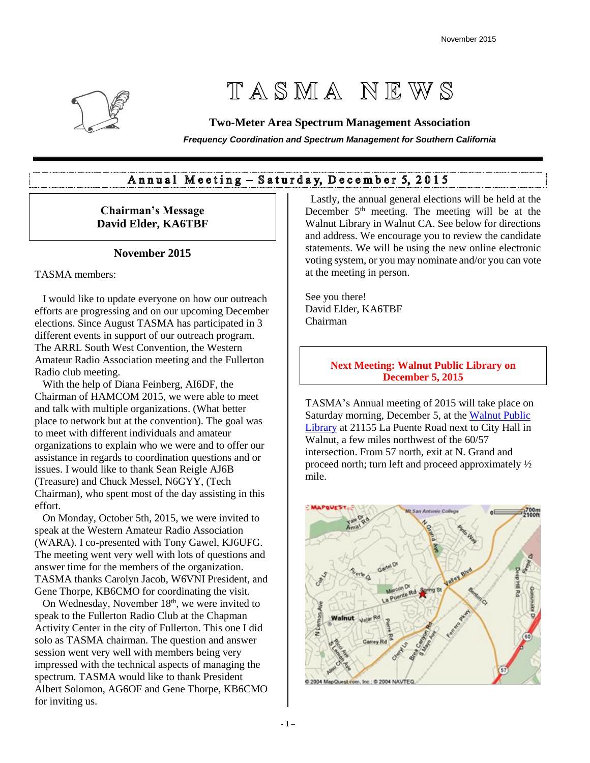# TASMA NEWS

**Two-Meter Area Spectrum Management Association**

***Frequency Coordination and Spectrum Management for Southern California***

## Annual Meeting – Saturday, December 5, 2015

### Chairman's Message
### David Elder, KA6TBF

**November 2015**

TASMA members:

I would like to update everyone on how our outreach efforts are progressing and on our upcoming December elections. Since August TASMA has participated in 3 different events in support of our outreach program. The ARRL South West Convention, the Western Amateur Radio Association meeting and the Fullerton Radio club meeting.

With the help of Diana Feinberg, AI6DF, the Chairman of HAMCOM 2015, we were able to meet and talk with multiple organizations. (What better place to network but at the convention). The goal was to meet with different individuals and amateur organizations to explain who we were and to offer our assistance in regards to coordination questions and or issues. I would like to thank Sean Reigle AJ6B (Treasure) and Chuck Messel, N6GYY, (Tech Chairman), who spent most of the day assisting in this effort.

On Monday, October 5th, 2015, we were invited to speak at the Western Amateur Radio Association (WARA). I co-presented with Tony Gawel, KJ6UFG. The meeting went very well with lots of questions and answer time for the members of the organization. TASMA thanks Carolyn Jacob, W6VNI President, and Gene Thorpe, KB6CMO for coordinating the visit.

On Wednesday, November 18th, we were invited to speak to the Fullerton Radio Club at the Chapman Activity Center in the city of Fullerton. This one I did solo as TASMA chairman. The question and answer session went very well with members being very impressed with the technical aspects of managing the spectrum. TASMA would like to thank President Albert Solomon, AG6OF and Gene Thorpe, KB6CMO for inviting us.

Lastly, the annual general elections will be held at the December 5th meeting. The meeting will be at the Walnut Library in Walnut CA. See below for directions and address. We encourage you to review the candidate statements. We will be using the new online electronic voting system, or you may nominate and/or you can vote at the meeting in person.

See you there!
David Elder, KA6TBF
Chairman

### Next Meeting: Walnut Public Library on December 5, 2015

TASMA's Annual meeting of 2015 will take place on Saturday morning, December 5, at the Walnut Public Library at 21155 La Puente Road next to City Hall in Walnut, a few miles northwest of the 60/57 intersection. From 57 north, exit at N. Grand and proceed north; turn left and proceed approximately ½ mile.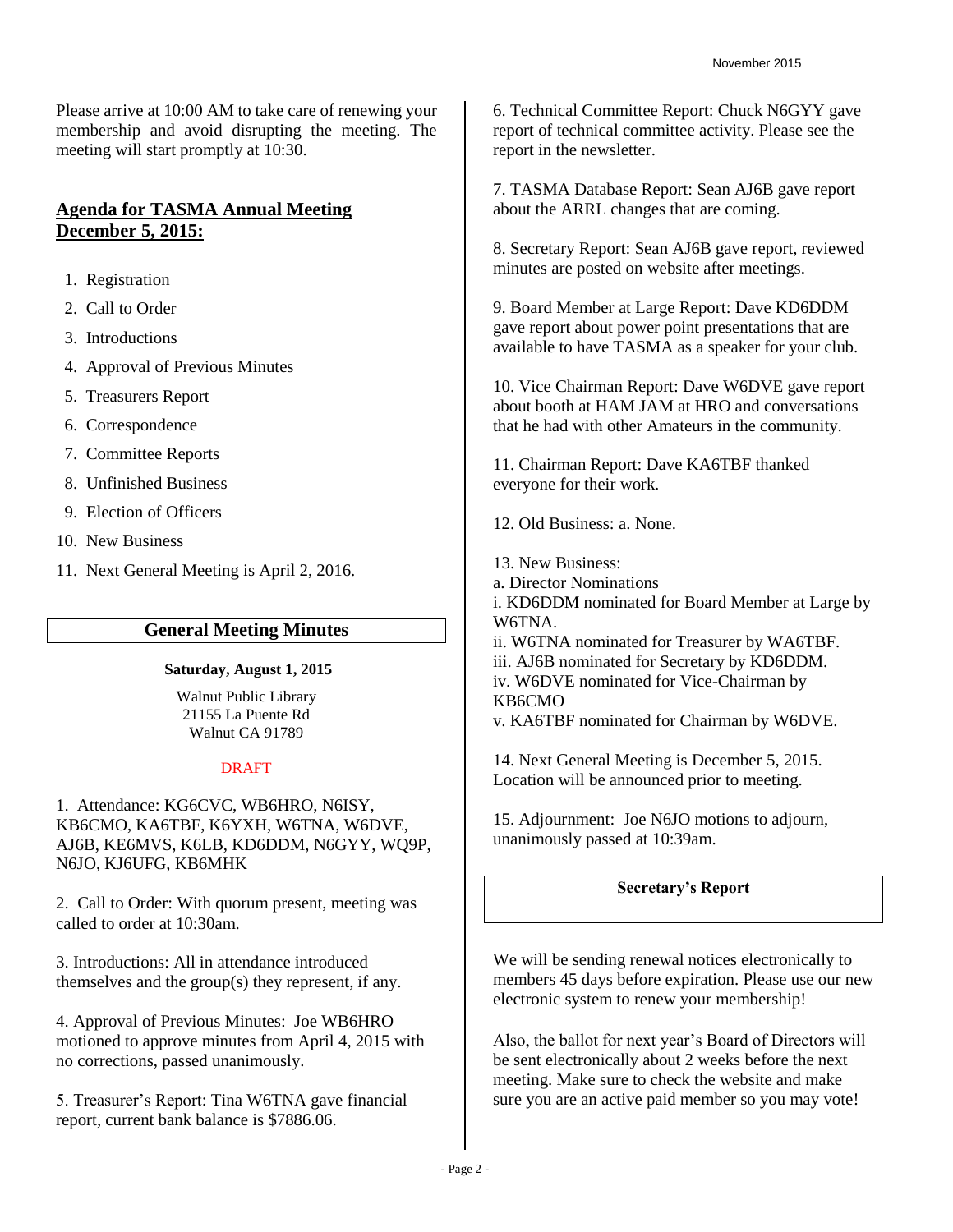Please arrive at 10:00 AM to take care of renewing your membership and avoid disrupting the meeting. The meeting will start promptly at 10:30.

## Agenda for TASMA Annual Meeting December 5, 2015:

1. Registration
2. Call to Order
3. Introductions
4. Approval of Previous Minutes
5. Treasurers Report
6. Correspondence
7. Committee Reports
8. Unfinished Business
9. Election of Officers
10. New Business
11. Next General Meeting is April 2, 2016.

## General Meeting Minutes

**Saturday, August 1, 2015**

Walnut Public Library
21155 La Puente Rd
Walnut CA 91789

DRAFT

1. Attendance: KG6CVC, WB6HRO, N6ISY, KB6CMO, KA6TBF, K6YXH, W6TNA, W6DVE, AJ6B, KE6MVS, K6LB, KD6DDM, N6GYY, WQ9P, N6JO, KJ6UFG, KB6MHK

2. Call to Order: With quorum present, meeting was called to order at 10:30am.

3. Introductions: All in attendance introduced themselves and the group(s) they represent, if any.

4. Approval of Previous Minutes: Joe WB6HRO motioned to approve minutes from April 4, 2015 with no corrections, passed unanimously.

5. Treasurer's Report: Tina W6TNA gave financial report, current bank balance is $7886.06.

6. Technical Committee Report: Chuck N6GYY gave report of technical committee activity. Please see the report in the newsletter.

7. TASMA Database Report: Sean AJ6B gave report about the ARRL changes that are coming.

8. Secretary Report: Sean AJ6B gave report, reviewed minutes are posted on website after meetings.

9. Board Member at Large Report: Dave KD6DDM gave report about power point presentations that are available to have TASMA as a speaker for your club.

10. Vice Chairman Report: Dave W6DVE gave report about booth at HAM JAM at HRO and conversations that he had with other Amateurs in the community.

11. Chairman Report: Dave KA6TBF thanked everyone for their work.

12. Old Business: a. None.

13. New Business:
a. Director Nominations
i. KD6DDM nominated for Board Member at Large by W6TNA.
ii. W6TNA nominated for Treasurer by WA6TBF.
iii. AJ6B nominated for Secretary by KD6DDM.
iv. W6DVE nominated for Vice-Chairman by KB6CMO
v. KA6TBF nominated for Chairman by W6DVE.

14. Next General Meeting is December 5, 2015. Location will be announced prior to meeting.

15. Adjournment: Joe N6JO motions to adjourn, unanimously passed at 10:39am.

## Secretary's Report

We will be sending renewal notices electronically to members 45 days before expiration. Please use our new electronic system to renew your membership!

Also, the ballot for next year's Board of Directors will be sent electronically about 2 weeks before the next meeting. Make sure to check the website and make sure you are an active paid member so you may vote!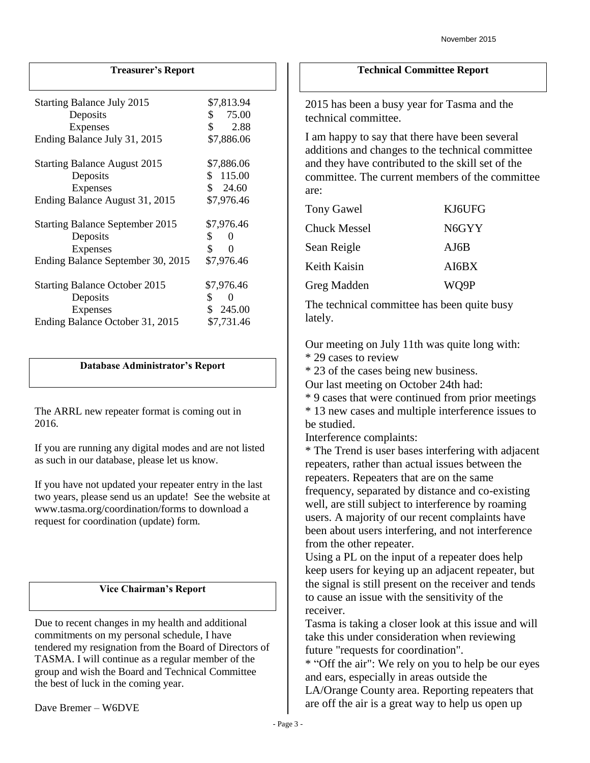## Treasurer's Report

| | |
|---|---|
| Starting Balance July 2015 | $7,813.94 |
| Deposits | $ 75.00 |
| Expenses | $ 2.88 |
| Ending Balance July 31, 2015 | $7,886.06 |
| Starting Balance August 2015 | $7,886.06 |
| Deposits | $ 115.00 |
| Expenses | $ 24.60 |
| Ending Balance August 31, 2015 | $7,976.46 |
| Starting Balance September 2015 | $7,976.46 |
| Deposits | $ 0 |
| Expenses | $ 0 |
| Ending Balance September 30, 2015 | $7,976.46 |
| Starting Balance October 2015 | $7,976.46 |
| Deposits | $ 0 |
| Expenses | $ 245.00 |
| Ending Balance October 31, 2015 | $7,731.46 |

## Database Administrator's Report

The ARRL new repeater format is coming out in 2016.

If you are running any digital modes and are not listed as such in our database, please let us know.

If you have not updated your repeater entry in the last two years, please send us an update! See the website at www.tasma.org/coordination/forms to download a request for coordination (update) form.

## Vice Chairman's Report

Due to recent changes in my health and additional commitments on my personal schedule, I have tendered my resignation from the Board of Directors of TASMA. I will continue as a regular member of the group and wish the Board and Technical Committee the best of luck in the coming year.

Dave Bremer – W6DVE

## Technical Committee Report

2015 has been a busy year for Tasma and the technical committee.

I am happy to say that there have been several additions and changes to the technical committee and they have contributed to the skill set of the committee. The current members of the committee are:

| | |
|---|---|
| Tony Gawel | KJ6UFG |
| Chuck Messel | N6GYY |
| Sean Reigle | AJ6B |
| Keith Kaisin | AI6BX |
| Greg Madden | WQ9P |

The technical committee has been quite busy lately.

Our meeting on July 11th was quite long with:
* 29 cases to review
* 23 of the cases being new business.

Our last meeting on October 24th had:
* 9 cases that were continued from prior meetings
* 13 new cases and multiple interference issues to be studied.

Interference complaints:
* The Trend is user bases interfering with adjacent repeaters, rather than actual issues between the repeaters. Repeaters that are on the same frequency, separated by distance and co-existing well, are still subject to interference by roaming users. A majority of our recent complaints have been about users interfering, and not interference from the other repeater.

Using a PL on the input of a repeater does help keep users for keying up an adjacent repeater, but the signal is still present on the receiver and tends to cause an issue with the sensitivity of the receiver.

Tasma is taking a closer look at this issue and will take this under consideration when reviewing future "requests for coordination".
* "Off the air": We rely on you to help be our eyes and ears, especially in areas outside the LA/Orange County area. Reporting repeaters that are off the air is a great way to help us open up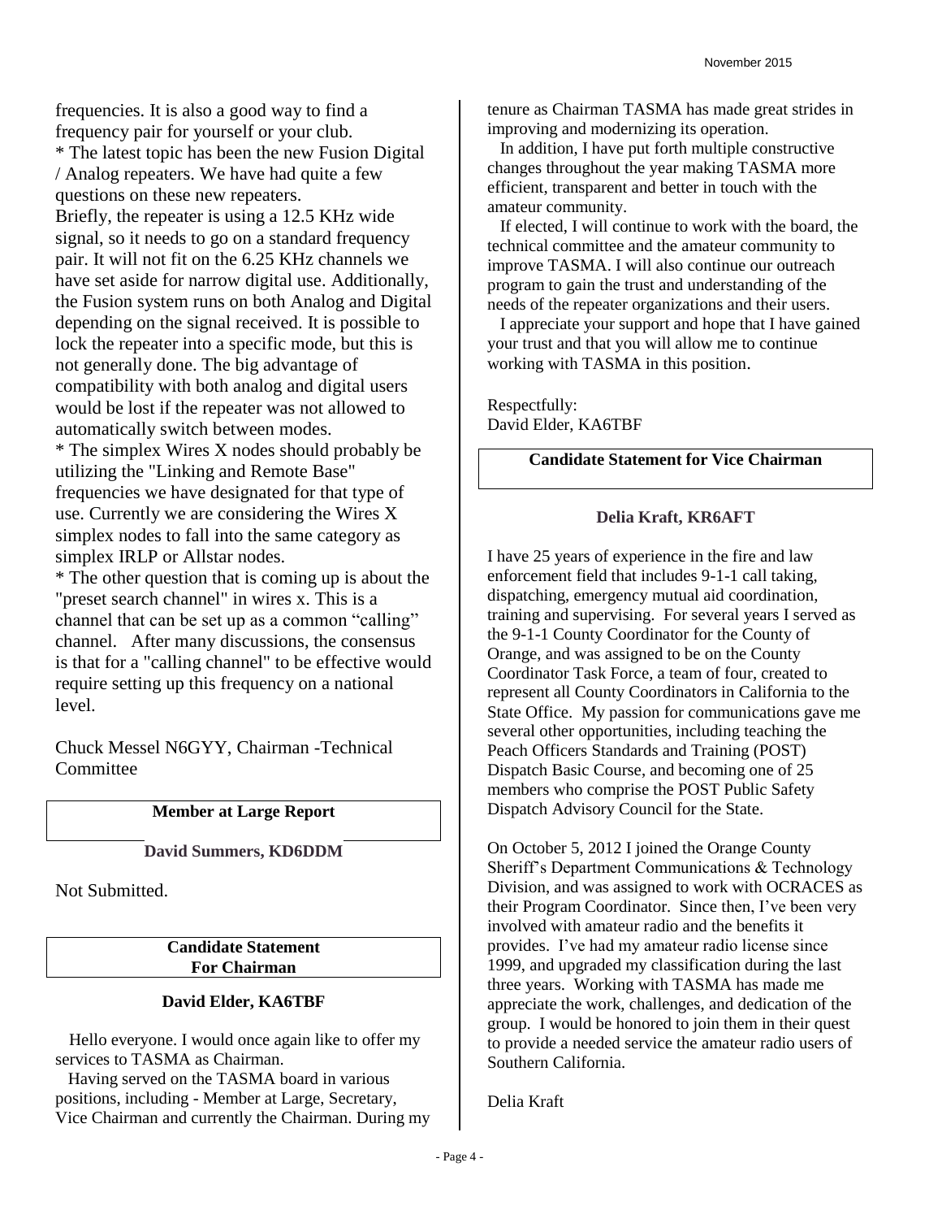frequencies. It is also a good way to find a frequency pair for yourself or your club.

* The latest topic has been the new Fusion Digital / Analog repeaters. We have had quite a few questions on these new repeaters.

Briefly, the repeater is using a 12.5 KHz wide signal, so it needs to go on a standard frequency pair. It will not fit on the 6.25 KHz channels we have set aside for narrow digital use. Additionally, the Fusion system runs on both Analog and Digital depending on the signal received. It is possible to lock the repeater into a specific mode, but this is not generally done. The big advantage of compatibility with both analog and digital users would be lost if the repeater was not allowed to automatically switch between modes.

* The simplex Wires X nodes should probably be utilizing the "Linking and Remote Base" frequencies we have designated for that type of use. Currently we are considering the Wires X simplex nodes to fall into the same category as simplex IRLP or Allstar nodes.

* The other question that is coming up is about the "preset search channel" in wires x. This is a channel that can be set up as a common "calling" channel. After many discussions, the consensus is that for a "calling channel" to be effective would require setting up this frequency on a national level.

Chuck Messel N6GYY, Chairman -Technical Committee

## Member at Large Report

### David Summers, KD6DDM

Not Submitted.

## Candidate Statement For Chairman

### David Elder, KA6TBF

Hello everyone. I would once again like to offer my services to TASMA as Chairman.

Having served on the TASMA board in various positions, including - Member at Large, Secretary, Vice Chairman and currently the Chairman. During my tenure as Chairman TASMA has made great strides in improving and modernizing its operation.

In addition, I have put forth multiple constructive changes throughout the year making TASMA more efficient, transparent and better in touch with the amateur community.

If elected, I will continue to work with the board, the technical committee and the amateur community to improve TASMA. I will also continue our outreach program to gain the trust and understanding of the needs of the repeater organizations and their users.

I appreciate your support and hope that I have gained your trust and that you will allow me to continue working with TASMA in this position.

Respectfully:
David Elder, KA6TBF

## Candidate Statement for Vice Chairman

### Delia Kraft, KR6AFT

I have 25 years of experience in the fire and law enforcement field that includes 9-1-1 call taking, dispatching, emergency mutual aid coordination, training and supervising. For several years I served as the 9-1-1 County Coordinator for the County of Orange, and was assigned to be on the County Coordinator Task Force, a team of four, created to represent all County Coordinators in California to the State Office. My passion for communications gave me several other opportunities, including teaching the Peach Officers Standards and Training (POST) Dispatch Basic Course, and becoming one of 25 members who comprise the POST Public Safety Dispatch Advisory Council for the State.

On October 5, 2012 I joined the Orange County Sheriff's Department Communications & Technology Division, and was assigned to work with OCRACES as their Program Coordinator. Since then, I've been very involved with amateur radio and the benefits it provides. I've had my amateur radio license since 1999, and upgraded my classification during the last three years. Working with TASMA has made me appreciate the work, challenges, and dedication of the group. I would be honored to join them in their quest to provide a needed service the amateur radio users of Southern California.

Delia Kraft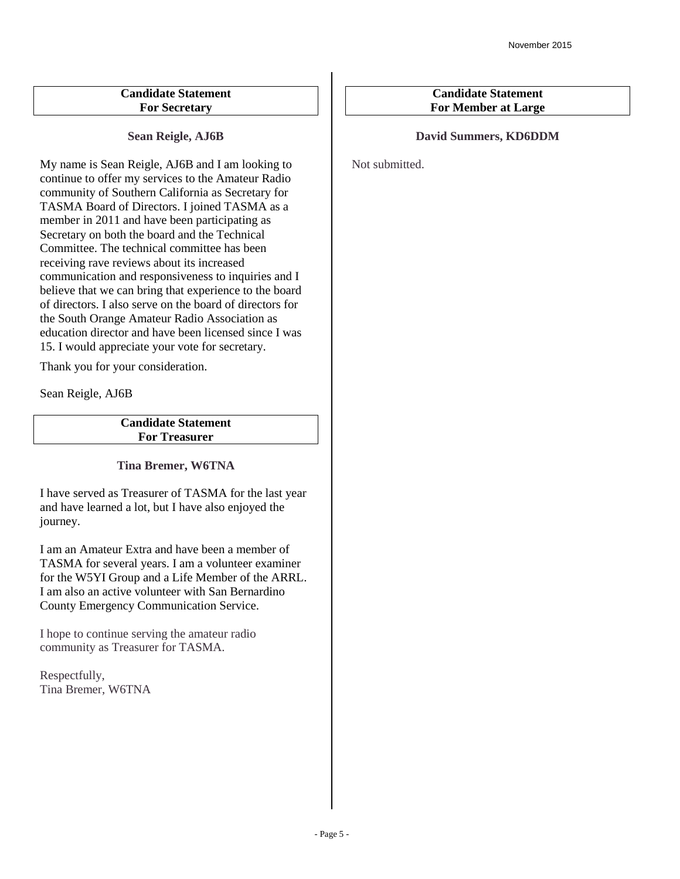## Candidate Statement For Secretary

**Sean Reigle, AJ6B**

My name is Sean Reigle, AJ6B and I am looking to continue to offer my services to the Amateur Radio community of Southern California as Secretary for TASMA Board of Directors. I joined TASMA as a member in 2011 and have been participating as Secretary on both the board and the Technical Committee. The technical committee has been receiving rave reviews about its increased communication and responsiveness to inquiries and I believe that we can bring that experience to the board of directors. I also serve on the board of directors for the South Orange Amateur Radio Association as education director and have been licensed since I was 15. I would appreciate your vote for secretary.

Thank you for your consideration.

Sean Reigle, AJ6B

## Candidate Statement For Treasurer

**Tina Bremer, W6TNA**

I have served as Treasurer of TASMA for the last year and have learned a lot, but I have also enjoyed the journey.

I am an Amateur Extra and have been a member of TASMA for several years. I am a volunteer examiner for the W5YI Group and a Life Member of the ARRL. I am also an active volunteer with San Bernardino County Emergency Communication Service.

I hope to continue serving the amateur radio community as Treasurer for TASMA.

Respectfully,
Tina Bremer, W6TNA

## Candidate Statement For Member at Large

**David Summers, KD6DDM**

Not submitted.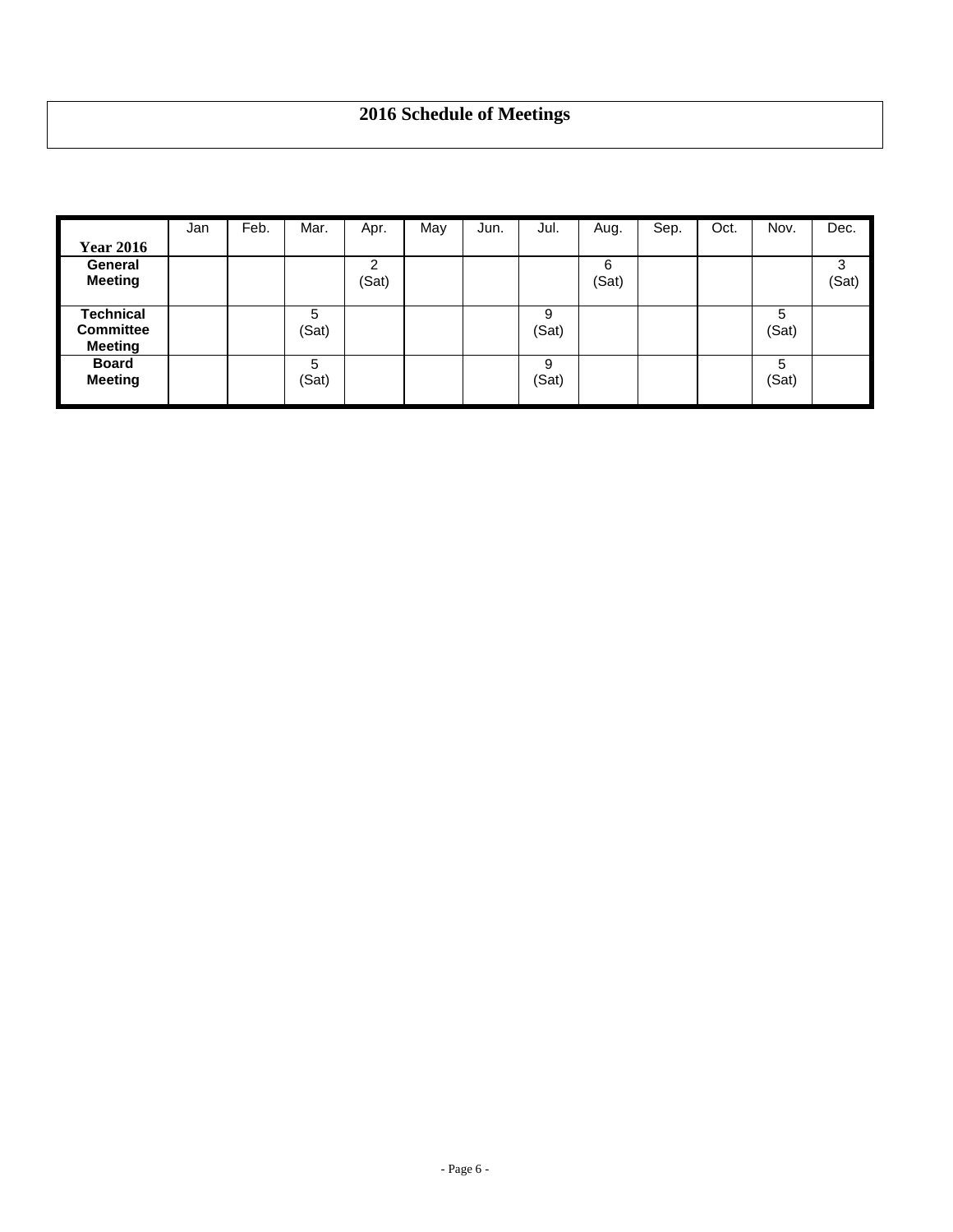# 2016 Schedule of Meetings

| Year 2016 | Jan | Feb. | Mar. | Apr. | May | Jun. | Jul. | Aug. | Sep. | Oct. | Nov. | Dec. |
|---|---|---|---|---|---|---|---|---|---|---|---|---|
| **General Meeting** | | | | 2 (Sat) | | | | 6 (Sat) | | | | 3 (Sat) |
| **Technical Committee Meeting** | | | 5 (Sat) | | | | 9 (Sat) | | | | 5 (Sat) | |
| **Board Meeting** | | | 5 (Sat) | | | | 9 (Sat) | | | | 5 (Sat) | |